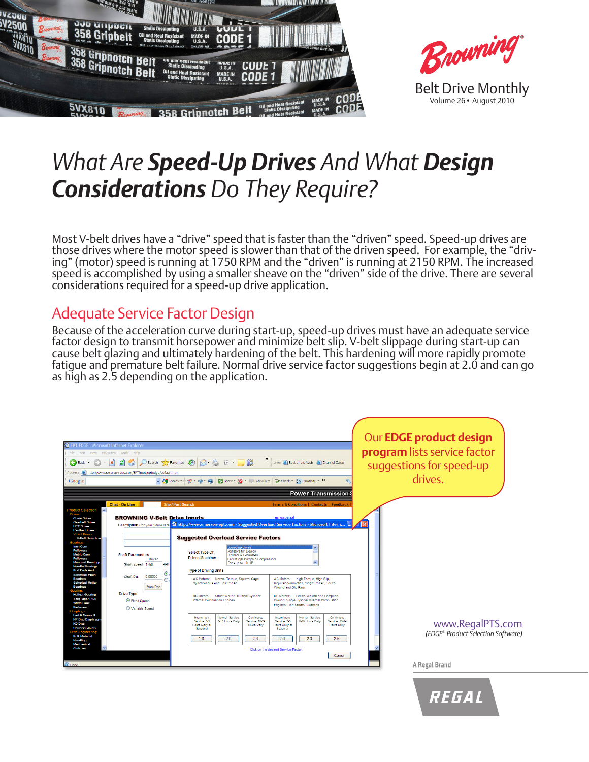Browning®

Belt Drive Monthly
Volume 26 • August 2010

# What Are **Speed-Up Drives** And What **Design Considerations** Do They Require?

Most V-belt drives have a "drive" speed that is faster than the "driven" speed. Speed-up drives are those drives where the motor speed is slower than that of the driven speed. For example, the "driving" (motor) speed is running at 1750 RPM and the "driven" is running at 2150 RPM. The increased speed is accomplished by using a smaller sheave on the "driven" side of the drive. There are several considerations required for a speed-up drive application.

## Adequate Service Factor Design

Because of the acceleration curve during start-up, speed-up drives must have an adequate service factor design to transmit horsepower and minimize belt slip. V-belt slippage during start-up can cause belt glazing and ultimately hardening of the belt. This hardening will more rapidly promote fatigue and premature belt failure. Normal drive service factor suggestions begin at 2.0 and can go as high as 2.5 depending on the application.

Our **EDGE product design program** lists service factor suggestions for speed-up drives.

www.RegalPTS.com
*(EDGE® Product Selection Software)*

A Regal Brand

REGAL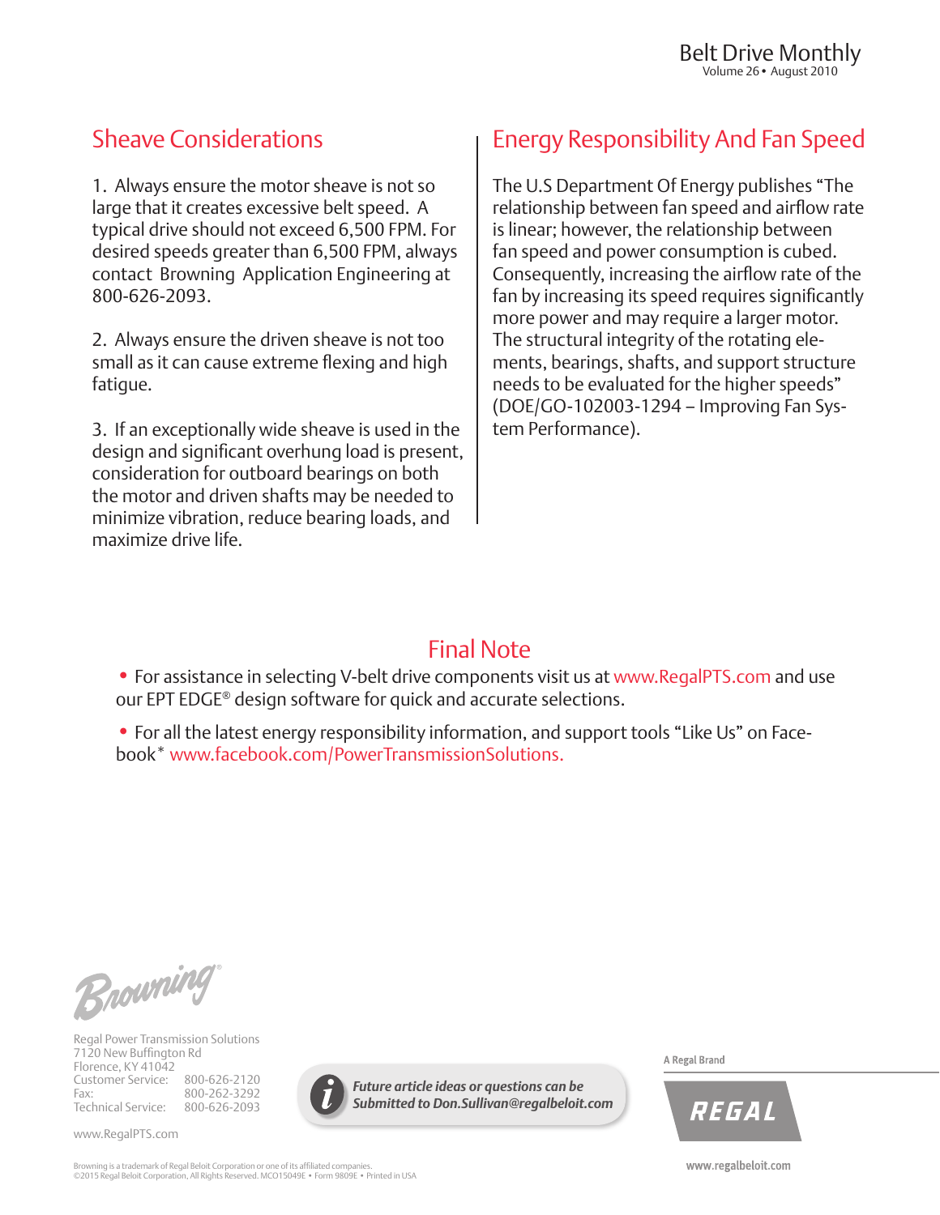## Sheave Considerations

1. Always ensure the motor sheave is not so large that it creates excessive belt speed. A typical drive should not exceed 6,500 FPM. For desired speeds greater than 6,500 FPM, always contact Browning Application Engineering at 800-626-2093.

2. Always ensure the driven sheave is not too small as it can cause extreme flexing and high fatigue.

3. If an exceptionally wide sheave is used in the design and significant overhung load is present, consideration for outboard bearings on both the motor and driven shafts may be needed to minimize vibration, reduce bearing loads, and maximize drive life.

## Energy Responsibility And Fan Speed

The U.S Department Of Energy publishes "The relationship between fan speed and airflow rate is linear; however, the relationship between fan speed and power consumption is cubed. Consequently, increasing the airflow rate of the fan by increasing its speed requires significantly more power and may require a larger motor. The structural integrity of the rotating elements, bearings, shafts, and support structure needs to be evaluated for the higher speeds" (DOE/GO-102003-1294 – Improving Fan System Performance).

## Final Note

- For assistance in selecting V-belt drive components visit us at www.RegalPTS.com and use our EPT EDGE® design software for quick and accurate selections.
- For all the latest energy responsibility information, and support tools "Like Us" on Facebook* www.facebook.com/PowerTransmissionSolutions.

Browning®

Regal Power Transmission Solutions
7120 New Buffington Rd
Florence, KY 41042
Customer Service: 800-626-2120
Fax: 800-262-3292
Technical Service: 800-626-2093

www.RegalPTS.com

*Future article ideas or questions can be Submitted to Don.Sullivan@regalbeloit.com*

A Regal Brand

REGAL

www.regalbeloit.com

Browning is a trademark of Regal Beloit Corporation or one of its affiliated companies.
©2015 Regal Beloit Corporation, All Rights Reserved. MCO15049E • Form 9809E • Printed in USA